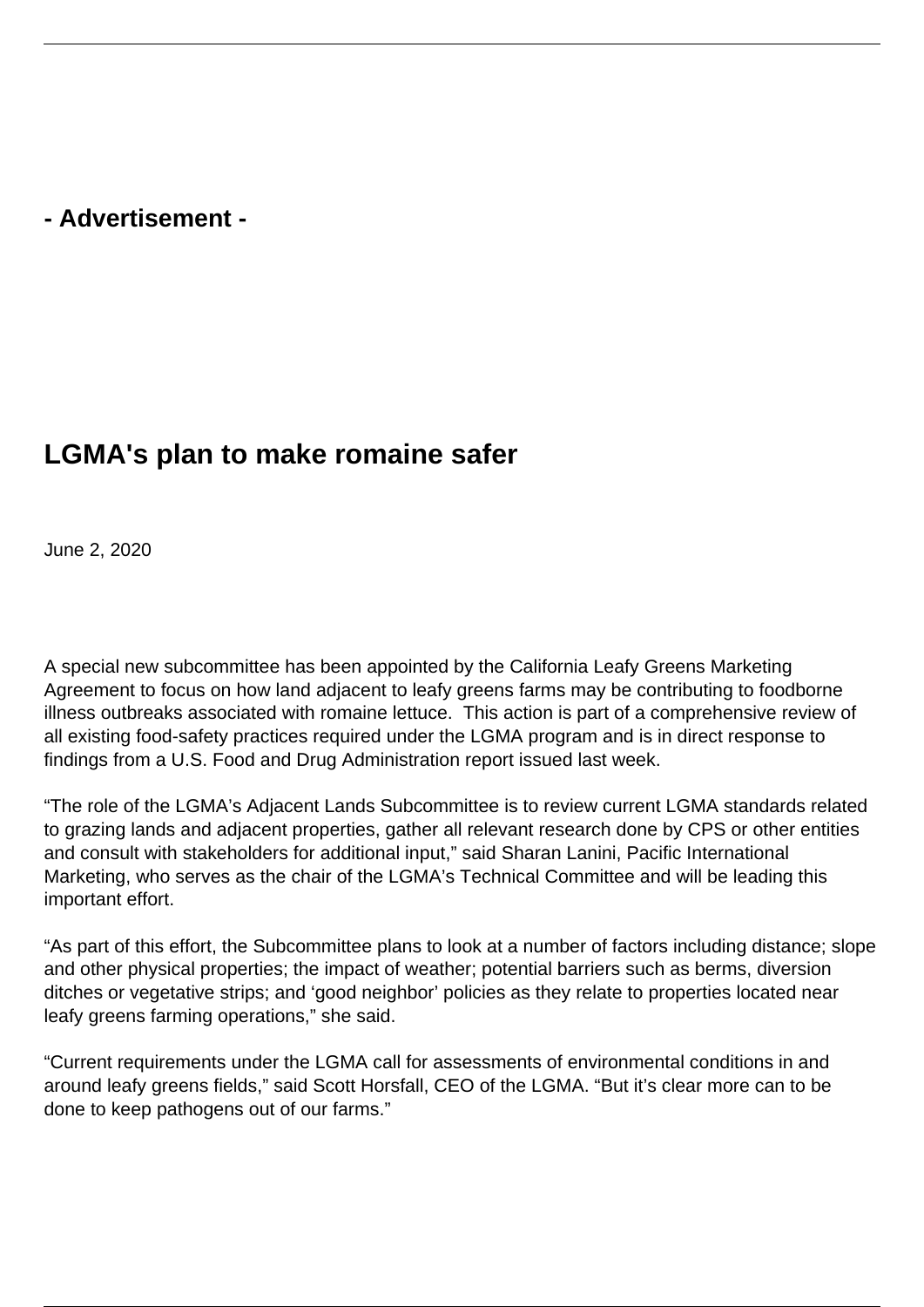- Advertisement -

# LGMA's plan to make romaine safer

June 2, 2020

A special new subcommittee has been appointed by the California Leafy Greens Marketing Agreement to focus on how land adjacent to leafy greens farms may be contributing to foodborne illness outbreaks associated with romaine lettuce.  This action is part of a comprehensive review of all existing food-safety practices required under the LGMA program and is in direct response to findings from a U.S. Food and Drug Administration report issued last week.

“The role of the LGMA’s Adjacent Lands Subcommittee is to review current LGMA standards related to grazing lands and adjacent properties, gather all relevant research done by CPS or other entities and consult with stakeholders for additional input,” said Sharan Lanini, Pacific International Marketing, who serves as the chair of the LGMA’s Technical Committee and will be leading this important effort.

“As part of this effort, the Subcommittee plans to look at a number of factors including distance; slope and other physical properties; the impact of weather; potential barriers such as berms, diversion ditches or vegetative strips; and ‘good neighbor’ policies as they relate to properties located near leafy greens farming operations,” she said.

“Current requirements under the LGMA call for assessments of environmental conditions in and around leafy greens fields,” said Scott Horsfall, CEO of the LGMA. “But it’s clear more can to be done to keep pathogens out of our farms.”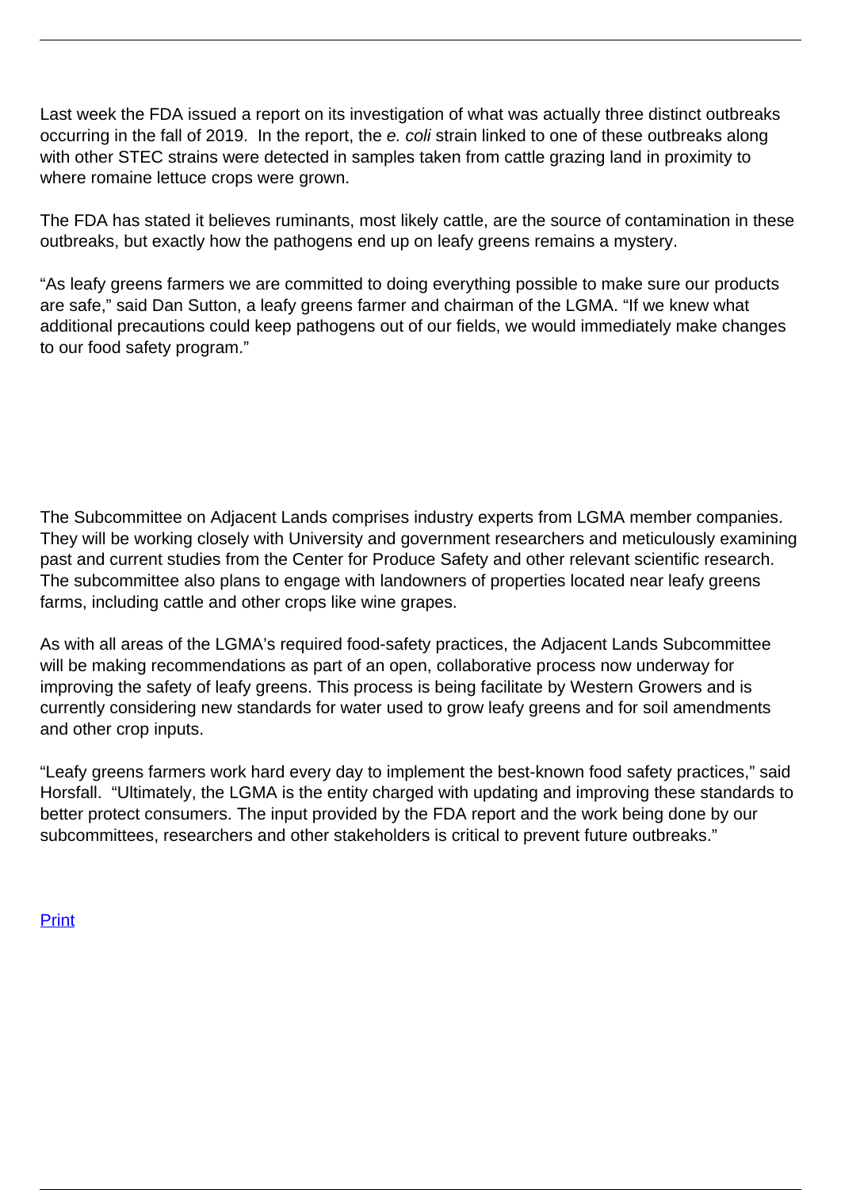Last week the FDA issued a report on its investigation of what was actually three distinct outbreaks occurring in the fall of 2019. In the report, the *e. coli* strain linked to one of these outbreaks along with other STEC strains were detected in samples taken from cattle grazing land in proximity to where romaine lettuce crops were grown.

The FDA has stated it believes ruminants, most likely cattle, are the source of contamination in these outbreaks, but exactly how the pathogens end up on leafy greens remains a mystery.

"As leafy greens farmers we are committed to doing everything possible to make sure our products are safe," said Dan Sutton, a leafy greens farmer and chairman of the LGMA. "If we knew what additional precautions could keep pathogens out of our fields, we would immediately make changes to our food safety program."

The Subcommittee on Adjacent Lands comprises industry experts from LGMA member companies. They will be working closely with University and government researchers and meticulously examining past and current studies from the Center for Produce Safety and other relevant scientific research. The subcommittee also plans to engage with landowners of properties located near leafy greens farms, including cattle and other crops like wine grapes.

As with all areas of the LGMA's required food-safety practices, the Adjacent Lands Subcommittee will be making recommendations as part of an open, collaborative process now underway for improving the safety of leafy greens. This process is being facilitate by Western Growers and is currently considering new standards for water used to grow leafy greens and for soil amendments and other crop inputs.

"Leafy greens farmers work hard every day to implement the best-known food safety practices," said Horsfall. "Ultimately, the LGMA is the entity charged with updating and improving these standards to better protect consumers. The input provided by the FDA report and the work being done by our subcommittees, researchers and other stakeholders is critical to prevent future outbreaks."

Print